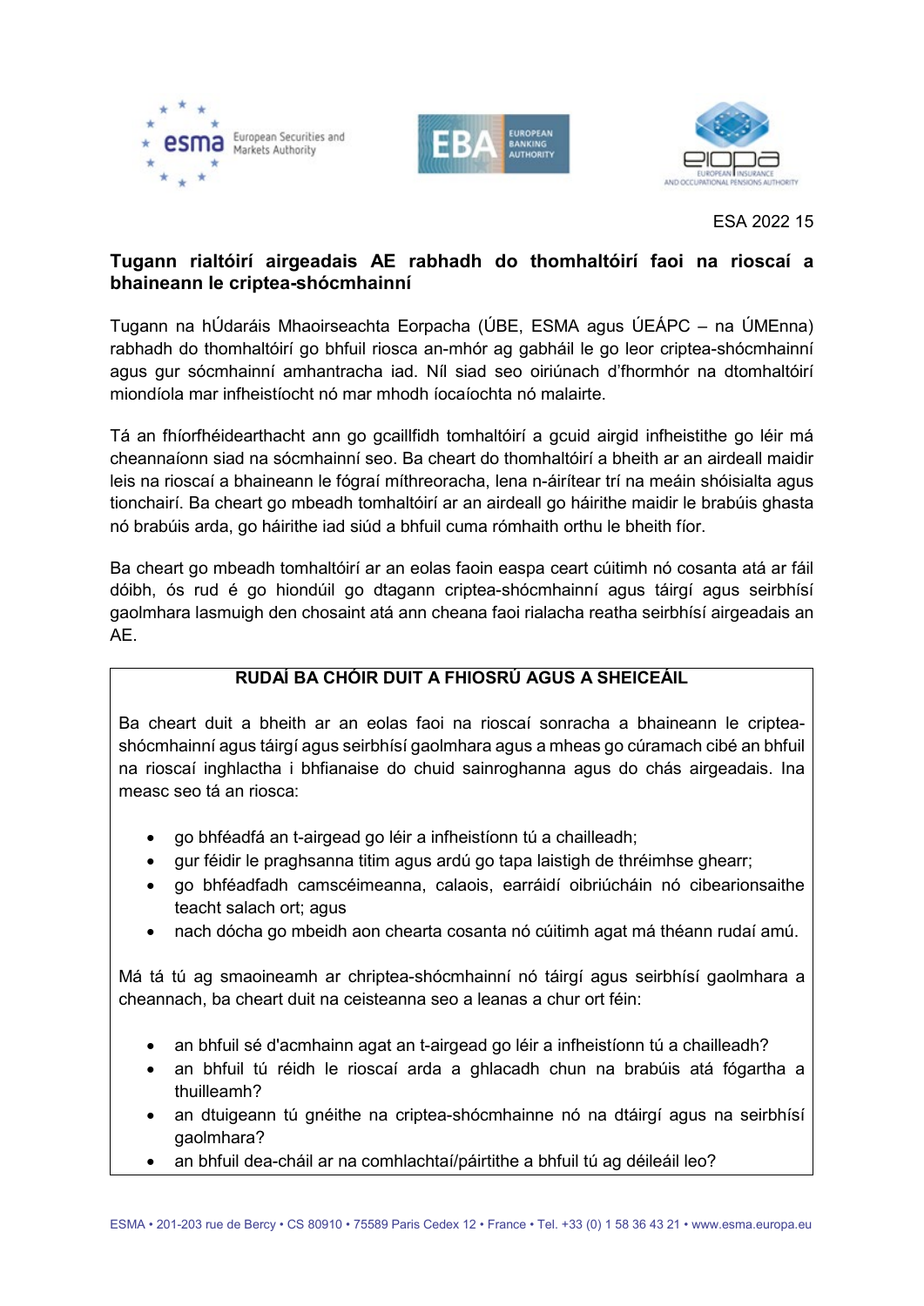ESA 2022 15

## Tugann rialtóirí airgeadais AE rabhadh do thomhaltóirí faoi na rioscaí a bhaineann le criptea-shócmhainní

Tugann na hÚdaráis Mhaoirseachta Eorpacha (ÚBE, ESMA agus ÚEÁPC – na ÚMEnna) rabhadh do thomhaltóirí go bhfuil riosca an-mhór ag gabháil le go leor criptea-shócmhainní agus gur sócmhainní amhantracha iad. Níl siad seo oiriúnach d'fhormhór na dtomhaltóirí miondíola mar infheistíocht nó mar mhodh íocaíochta nó malairte.

Tá an fhíorfhéidearthacht ann go gcaillfidh tomhaltóirí a gcuid airgid infheistithe go léir má cheannaíonn siad na sócmhainní seo. Ba cheart do thomhaltóirí a bheith ar an airdeall maidir leis na rioscaí a bhaineann le fógraí míthreoracha, lena n-áirítear trí na meáin shóisialta agus tionchairí. Ba cheart go mbeadh tomhaltóirí ar an airdeall go háirithe maidir le brabúis ghasta nó brabúis arda, go háirithe iad siúd a bhfuil cuma rómhaith orthu le bheith fíor.

Ba cheart go mbeadh tomhaltóirí ar an eolas faoin easpa ceart cúitimh nó cosanta atá ar fáil dóibh, ós rud é go hiondúil go dtagann criptea-shócmhainní agus táirgí agus seirbhísí gaolmhara lasmuigh den chosaint atá ann cheana faoi rialacha reatha seirbhísí airgeadais an AE.

### RUDAÍ BA CHÓIR DUIT A FHIOSRÚ AGUS A SHEICEÁIL

Ba cheart duit a bheith ar an eolas faoi na rioscaí sonracha a bhaineann le criptea-shócmhainní agus táirgí agus seirbhísí gaolmhara agus a mheas go cúramach cibé an bhfuil na rioscaí inghlactha i bhfianaise do chuid sainroghanna agus do chás airgeadais. Ina measc seo tá an riosca:

- go bhféadfá an t-airgead go léir a infheistíonn tú a chailleadh;
- gur féidir le praghsanna titim agus ardú go tapa laistigh de thréimhse ghearr;
- go bhféadfadh camscéimeanna, calaois, earráidí oibriúcháin nó cibearionsaithe teacht salach ort; agus
- nach dócha go mbeidh aon chearta cosanta nó cúitimh agat má théann rudaí amú.

Má tá tú ag smaoineamh ar chriptea-shócmhainní nó táirgí agus seirbhísí gaolmhara a cheannach, ba cheart duit na ceisteanna seo a leanas a chur ort féin:

- an bhfuil sé d'acmhainn agat an t-airgead go léir a infheistíonn tú a chailleadh?
- an bhfuil tú réidh le rioscaí arda a ghlacadh chun na brabúis atá fógartha a thuilleamh?
- an dtuigeann tú gnéithe na criptea-shócmhainne nó na dtáirgí agus na seirbhísí gaolmhara?
- an bhfuil dea-cháil ar na comhlachtaí/páirtithe a bhfuil tú ag déileáil leo?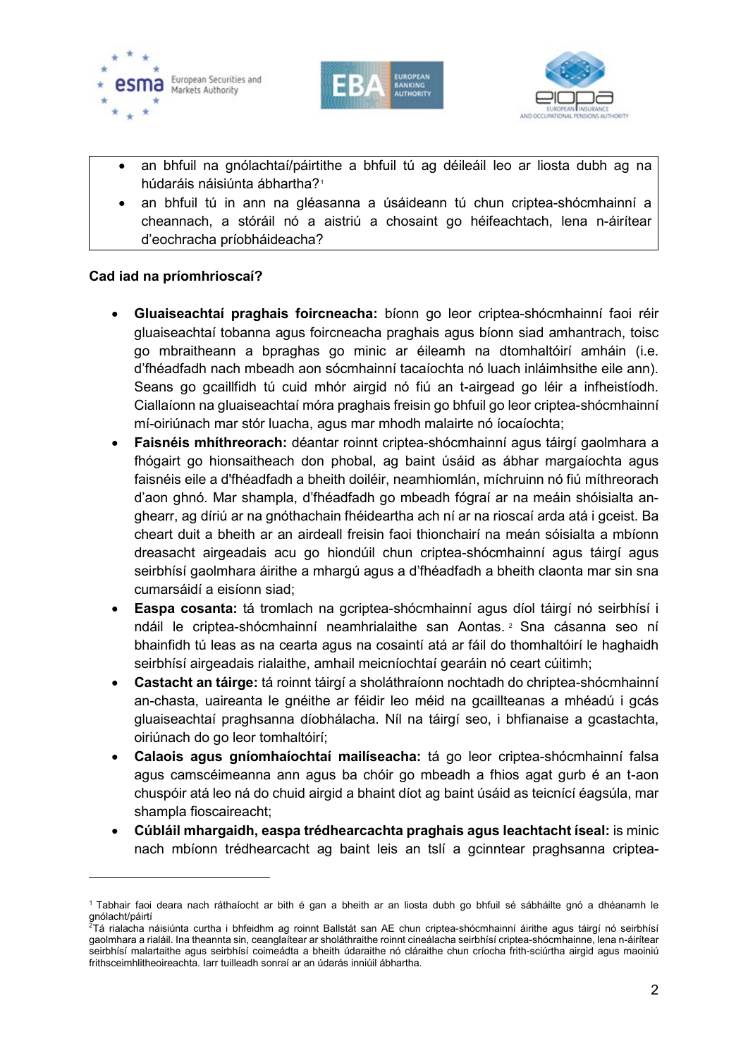- an bhfuil na gnólachtaí/páirtithe a bhfuil tú ag déileáil leo ar liosta dubh ag na húdaráis náisiúnta ábhartha?[1]
- an bhfuil tú in ann na gléasanna a úsáideann tú chun criptea-shócmhainní a cheannach, a stóráil nó a aistriú a chosaint go héifeachtach, lena n-áirítear d'eochracha príobháideacha?

**Cad iad na príomhrioscaí?**

- **Gluaiseachtaí praghais foircneacha:** bíonn go leor criptea-shócmhainní faoi réir gluaiseachtaí tobanna agus foircneacha praghais agus bíonn siad amhantrach, toisc go mbraitheann a bpraghas go minic ar éileamh na dtomhaltóirí amháin (i.e. d'fhéadfadh nach mbeadh aon sócmhainní tacaíochta nó luach inláimhsithe eile ann). Seans go gcaillfidh tú cuid mhór airgid nó fiú an t-airgead go léir a infheistíodh. Ciallaíonn na gluaiseachtaí móra praghais freisin go bhfuil go leor criptea-shócmhainní mí-oiriúnach mar stór luacha, agus mar mhodh malairte nó íocaíochta;
- **Faisnéis mhíthreorach:** déantar roinnt criptea-shócmhainní agus táirgí gaolmhara a fhógairt go hionsaitheach don phobal, ag baint úsáid as ábhar margaíochta agus faisnéis eile a d'fhéadfadh a bheith doiléir, neamhiomlán, míchruinn nó fiú míthreorach d'aon ghnó. Mar shampla, d'fhéadfadh go mbeadh fógraí ar na meáin shóisialta an-ghearr, ag díriú ar na gnóthachain fhéideartha ach ní ar na rioscaí arda atá i gceist. Ba cheart duit a bheith ar an airdeall freisin faoi thionchairí na meán sóisialta a mbíonn dreasacht airgeadais acu go hiondúil chun criptea-shócmhainní agus táirgí agus seirbhísí gaolmhara áirithe a mhargú agus a d'fhéadfadh a bheith claonta mar sin sna cumarsáidí a eisíonn siad;
- **Easpa cosanta:** tá tromlach na gcriptea-shócmhainní agus díol táirgí nó seirbhísí i ndáil le criptea-shócmhainní neamhrialaithe san Aontas.[2] Sna cásanna seo ní bhainfidh tú leas as na cearta agus na cosaintí atá ar fáil do thomhaltóirí le haghaidh seirbhísí airgeadais rialaithe, amhail meicníochtaí gearáin nó ceart cúitimh;
- **Castacht an táirge:** tá roinnt táirgí a sholáthraíonn nochtadh do chriptea-shócmhainní an-chasta, uaireanta le gnéithe ar féidir leo méid na gcaillteanas a mhéadú i gcás gluaiseachtaí praghsanna díobhálacha. Níl na táirgí seo, i bhfianaise a gcastachta, oiriúnach do go leor tomhaltóirí;
- **Calaois agus gníomhaíochtaí mailíseacha:** tá go leor criptea-shócmhainní falsa agus camscéimeanna ann agus ba chóir go mbeadh a fhios agat gurb é an t-aon chuspóir atá leo ná do chuid airgid a bhaint díot ag baint úsáid as teicnící éagsúla, mar shampla fioscaireacht;
- **Cúbláil mhargaidh, easpa trédhearcachta praghais agus leachtacht íseal:** is minic nach mbíonn trédhearcacht ag baint leis an tslí a gcinntear praghsanna cripteа-

[1] Tabhair faoi deara nach ráthaíocht ar bith é gan a bheith ar an liosta dubh go bhfuil sé sábháilte gnó a dhéanamh le gnólacht/páirtí

[2] Tá rialacha náisiúnta curtha i bhfeidhm ag roinnt Ballstát san AE chun criptea-shócmhainní áirithe agus táirgí nó seirbhísí gaolmhara a rialáil. Ina theannta sin, ceanglaítear ar sholáthraithe roinnt cineálacha seirbhísí criptea-shócmhainne, lena n-áirítear seirbhísí malartaithe agus seirbhísí coimeádta a bheith údaraithe nó cláraithe chun críocha frith-sciúrtha airgid agus maoiniú frithsceimhlitheoireachta. Iarr tuilleadh sonraí ar an údarás inniúil ábhartha.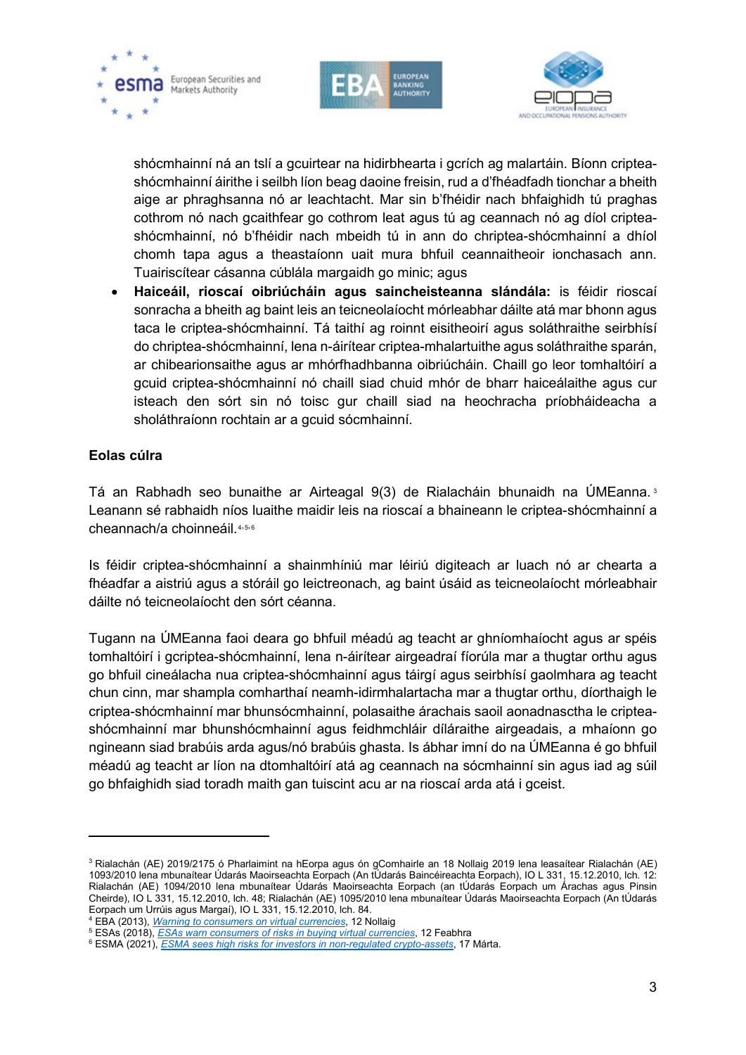shócmhainní ná an tslí a gcuirtear na hidirbhearta i gcrích ag malartáin. Bíonn criptea-shócmhainní áirithe i seilbh líon beag daoine freisin, rud a d'fhéadfadh tionchar a bheith aige ar phraghsanna nó ar leachtacht. Mar sin b'fhéidir nach bhfaighidh tú praghas cothrom nó nach gcaithfear go cothrom leat agus tú ag ceannach nó ag díol criptea-shócmhainní, nó b'fhéidir nach mbeidh tú in ann do chriptea-shócmhainní a dhíol chomh tapa agus a theastaíonn uait mura bhfuil ceannaitheoir ionchasach ann. Tuairiscítear cásanna cúblála margaidh go minic; agus

- **Haiceáil, rioscaí oibriúcháin agus saincheisteanna slándála:** is féidir rioscaí sonracha a bheith ag baint leis an teicneolaíocht mórleabhar dáilte atá mar bhonn agus taca le criptea-shócmhainní. Tá taithí ag roinnt eisitheoirí agus soláthraithe seirbhísí do chriptea-shócmhainní, lena n-áirítear criptea-mhalartuithe agus soláthraithe sparán, ar chibearionsaithe agus ar mhórfhadhbanna oibriúcháin. Chaill go leor tomhaltóirí a gcuid criptea-shócmhainní nó chaill siad chuid mhór de bharr haiceálaithe agus cur isteach den sórt sin nó toisc gur chaill siad na heochracha príobháideacha a sholáthraíonn rochtain ar a gcuid sócmhainní.

**Eolas cúlra**

Tá an Rabhadh seo bunaithe ar Airteagal 9(3) de Rialacháin bhunaidh na ÚMEanna.[3] Leanann sé rabhaidh níos luaithe maidir leis na rioscaí a bhaineann le criptea-shócmhainní a cheannach/a choinneáil.[4,5,6]

Is féidir criptea-shócmhainní a shainmhíniú mar léiriú digiteach ar luach nó ar chearta a fhéadfar a aistriú agus a stóráil go leictreonach, ag baint úsáid as teicneolaíocht mórleabhar dáilte nó teicneolaíocht den sórt céanna.

Tugann na ÚMEanna faoi deara go bhfuil méadú ag teacht ar ghníomhaíocht agus ar spéis tomhaltóirí i gcriptea-shócmhainní, lena n-áirítear airgeadraí fíorúla mar a thugtar orthu agus go bhfuil cineálacha nua criptea-shócmhainní agus táirgí agus seirbhísí gaolmhara ag teacht chun cinn, mar shampla comharthaí neamh-idirmhalartacha mar a thugtar orthu, díorthaigh le criptea-shócmhainní mar bhunsócmhainní, polasaithe árachais saoil aonadnasctha le criptea-shócmhainní mar bhunshócmhainní agus feidhmchláir díláraithe airgeadais, a mhaíonn go ngineann siad brabúis arda agus/nó brabúis ghasta. Is ábhar imní do na ÚMEanna é go bhfuil méadú ag teacht ar líon na dtomhaltóirí atá ag ceannach na sócmhainní sin agus iad ag súil go bhfaighidh siad toradh maith gan tuiscint acu ar na rioscaí arda atá i gceist.

---

[3] Rialachán (AE) 2019/2175 ó Pharlaimint na hEorpa agus ón gComhairle an 18 Nollaig 2019 lena leasaítear Rialachán (AE) 1093/2010 lena mbunaítear Údarás Maoirseachta Eorpach (An tÚdarás Baincéireachta Eorpach), IO L 331, 15.12.2010, lch. 12: Rialachán (AE) 1094/2010 lena mbunaítear Údarás Maoirseachta Eorpach (an tÚdarás Eorpach um Árachas agus Pinsin Cheirde), IO L 331, 15.12.2010, lch. 48; Rialachán (AE) 1095/2010 lena mbunaítear Údarás Maoirseachta Eorpach (An tÚdarás Eorpach um Urrúis agus Margaí), IO L 331, 15.12.2010, lch. 84.

[4] EBA (2013), *Warning to consumers on virtual currencies*, 12 Nollaig

[5] ESAs (2018), *ESAs warn consumers of risks in buying virtual currencies*, 12 Feabhra

[6] ESMA (2021), *ESMA sees high risks for investors in non-regulated crypto-assets*, 17 Márta.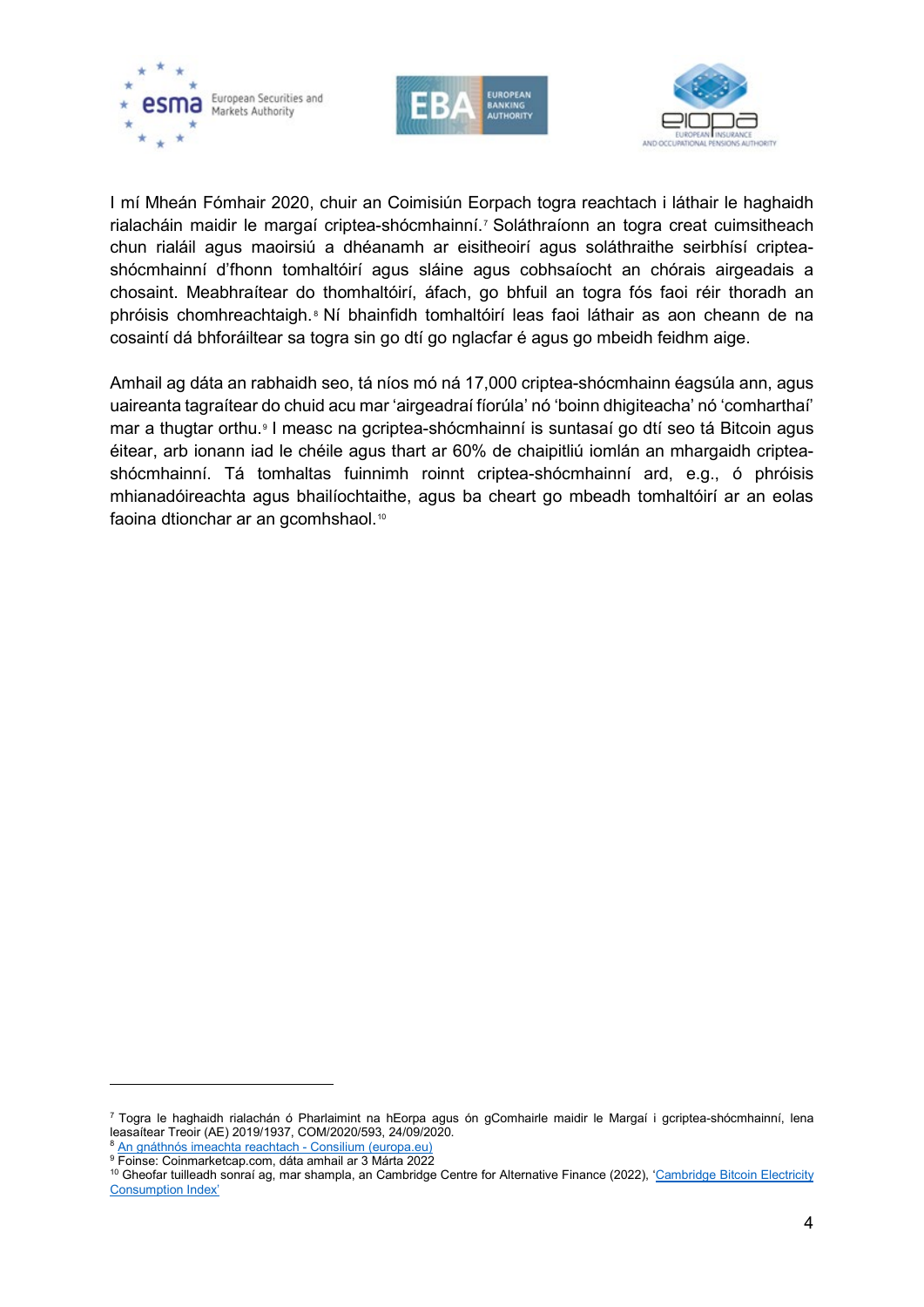I mí Mheán Fómhair 2020, chuir an Coimisiún Eorpach togra reachtach i láthair le haghaidh rialacháin maidir le margaí criptea-shócmhainní.[7] Soláthraíonn an togra creat cuimsitheach chun rialáil agus maoirsiú a dhéanamh ar eisitheoirí agus soláthraithe seirbhísí criptea-shócmhainní d'fhonn tomhaltóirí agus sláine agus cobhsaíocht an chórais airgeadais a chosaint. Meabhraítear do thomhaltóirí, áfach, go bhfuil an togra fós faoi réir thoradh an phróisis chomhreachtaigh.[8] Ní bhainfidh tomhaltóirí leas faoi láthair as aon cheann de na cosaintí dá bhforáiltear sa togra sin go dtí go nglacfar é agus go mbeidh feidhm aige.

Amhail ag dáta an rabhaidh seo, tá níos mó ná 17,000 criptea-shócmhainn éagsúla ann, agus uaireanta tagraítear do chuid acu mar 'airgeadraí fíorúla' nó 'boinn dhigiteacha' nó 'comharthaí' mar a thugtar orthu.[9] I measc na gcriptea-shócmhainní is suntasaí go dtí seo tá Bitcoin agus éitear, arb ionann iad le chéile agus thart ar 60% de chaipitliú iomlán an mhargaidh criptea-shócmhainní. Tá tomhaltas fuinnimh roinnt criptea-shócmhainní ard, e.g., ó phróisis mhianadóireachta agus bhailíochtaithe, agus ba cheart go mbeadh tomhaltóirí ar an eolas faoina dtionchar ar an gcomhshaol.[10]

---

[7] Togra le haghaidh rialachán ó Pharlaimint na hEorpa agus ón gComhairle maidir le Margaí i gcriptea-shócmhainní, lena leasaítear Treoir (AE) 2019/1937, COM/2020/593, 24/09/2020.

[8] An gnáthnós imeachta reachtach - Consilium (europa.eu)

[9] Foinse: Coinmarketcap.com, dáta amhail ar 3 Márta 2022

[10] Gheofar tuilleadh sonraí ag, mar shampla, an Cambridge Centre for Alternative Finance (2022), 'Cambridge Bitcoin Electricity Consumption Index'